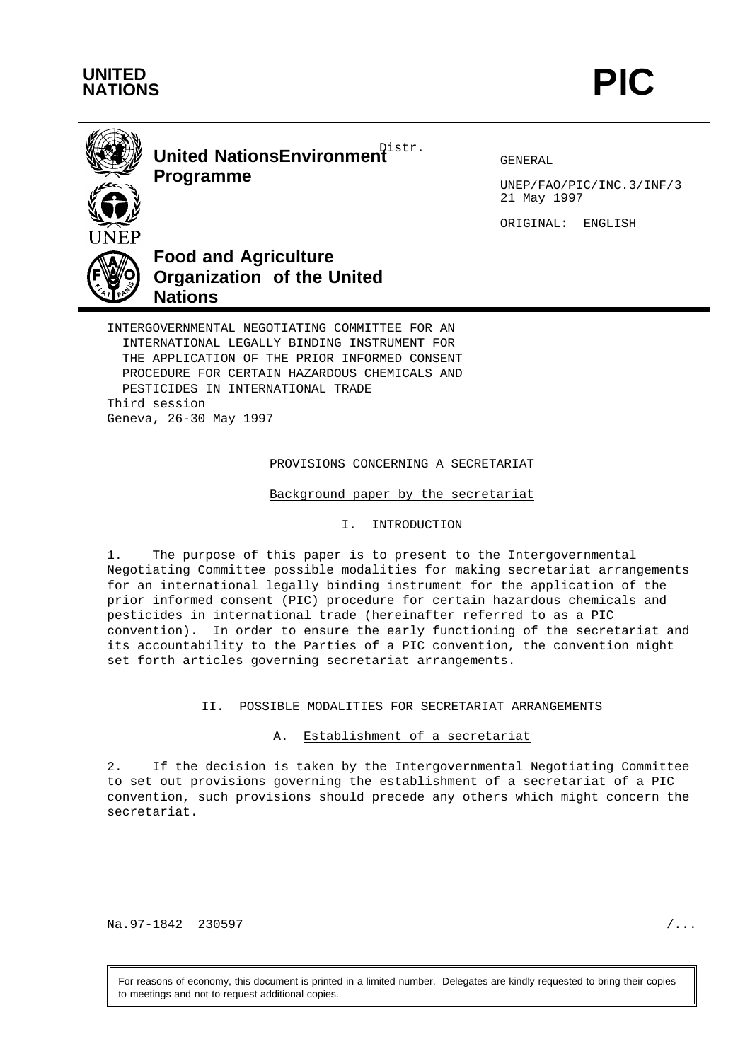**UNITED NATIONS**

# PIC

**United Nations Environment Programme**

**Food and Agriculture Organization of the United Nations**

Distr.
GENERAL

UNEP/FAO/PIC/INC.3/INF/3
21 May 1997

ORIGINAL: ENGLISH

INTERGOVERNMENTAL NEGOTIATING COMMITTEE FOR AN INTERNATIONAL LEGALLY BINDING INSTRUMENT FOR THE APPLICATION OF THE PRIOR INFORMED CONSENT PROCEDURE FOR CERTAIN HAZARDOUS CHEMICALS AND PESTICIDES IN INTERNATIONAL TRADE
Third session
Geneva, 26-30 May 1997

## PROVISIONS CONCERNING A SECRETARIAT

Background paper by the secretariat

## I. INTRODUCTION

1. The purpose of this paper is to present to the Intergovernmental Negotiating Committee possible modalities for making secretariat arrangements for an international legally binding instrument for the application of the prior informed consent (PIC) procedure for certain hazardous chemicals and pesticides in international trade (hereinafter referred to as a PIC convention). In order to ensure the early functioning of the secretariat and its accountability to the Parties of a PIC convention, the convention might set forth articles governing secretariat arrangements.

## II. POSSIBLE MODALITIES FOR SECRETARIAT ARRANGEMENTS

### A. Establishment of a secretariat

2. If the decision is taken by the Intergovernmental Negotiating Committee to set out provisions governing the establishment of a secretariat of a PIC convention, such provisions should precede any others which might concern the secretariat.

Na.97-1842 230597

For reasons of economy, this document is printed in a limited number. Delegates are kindly requested to bring their copies to meetings and not to request additional copies.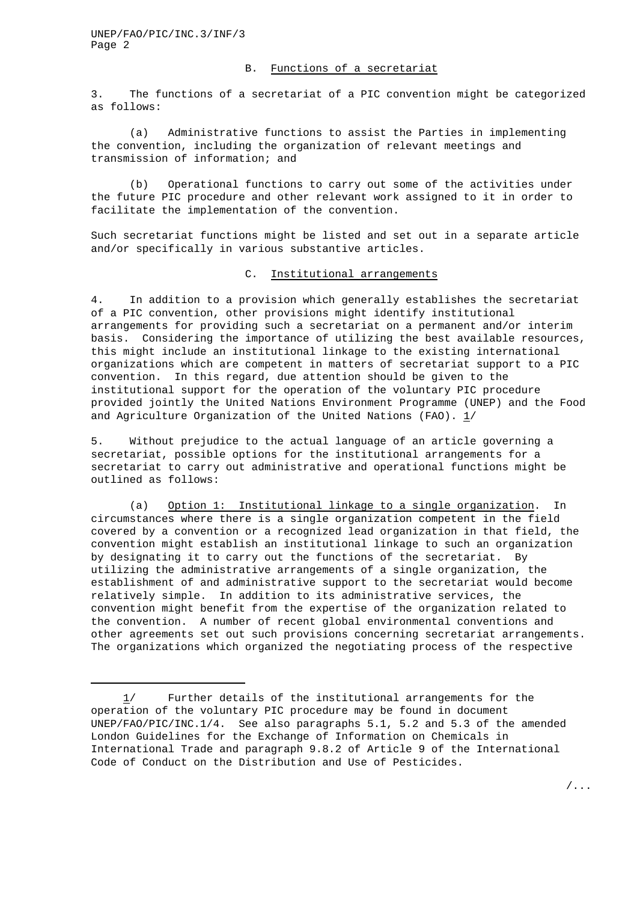## B. Functions of a secretariat

3. The functions of a secretariat of a PIC convention might be categorized as follows:

(a) Administrative functions to assist the Parties in implementing the convention, including the organization of relevant meetings and transmission of information; and

(b) Operational functions to carry out some of the activities under the future PIC procedure and other relevant work assigned to it in order to facilitate the implementation of the convention.

Such secretariat functions might be listed and set out in a separate article and/or specifically in various substantive articles.

## C. Institutional arrangements

4. In addition to a provision which generally establishes the secretariat of a PIC convention, other provisions might identify institutional arrangements for providing such a secretariat on a permanent and/or interim basis. Considering the importance of utilizing the best available resources, this might include an institutional linkage to the existing international organizations which are competent in matters of secretariat support to a PIC convention. In this regard, due attention should be given to the institutional support for the operation of the voluntary PIC procedure provided jointly the United Nations Environment Programme (UNEP) and the Food and Agriculture Organization of the United Nations (FAO). 1/

5. Without prejudice to the actual language of an article governing a secretariat, possible options for the institutional arrangements for a secretariat to carry out administrative and operational functions might be outlined as follows:

(a) Option 1: Institutional linkage to a single organization. In circumstances where there is a single organization competent in the field covered by a convention or a recognized lead organization in that field, the convention might establish an institutional linkage to such an organization by designating it to carry out the functions of the secretariat. By utilizing the administrative arrangements of a single organization, the establishment of and administrative support to the secretariat would become relatively simple. In addition to its administrative services, the convention might benefit from the expertise of the organization related to the convention. A number of recent global environmental conventions and other agreements set out such provisions concerning secretariat arrangements. The organizations which organized the negotiating process of the respective

---

1/ Further details of the institutional arrangements for the operation of the voluntary PIC procedure may be found in document UNEP/FAO/PIC/INC.1/4. See also paragraphs 5.1, 5.2 and 5.3 of the amended London Guidelines for the Exchange of Information on Chemicals in International Trade and paragraph 9.8.2 of Article 9 of the International Code of Conduct on the Distribution and Use of Pesticides.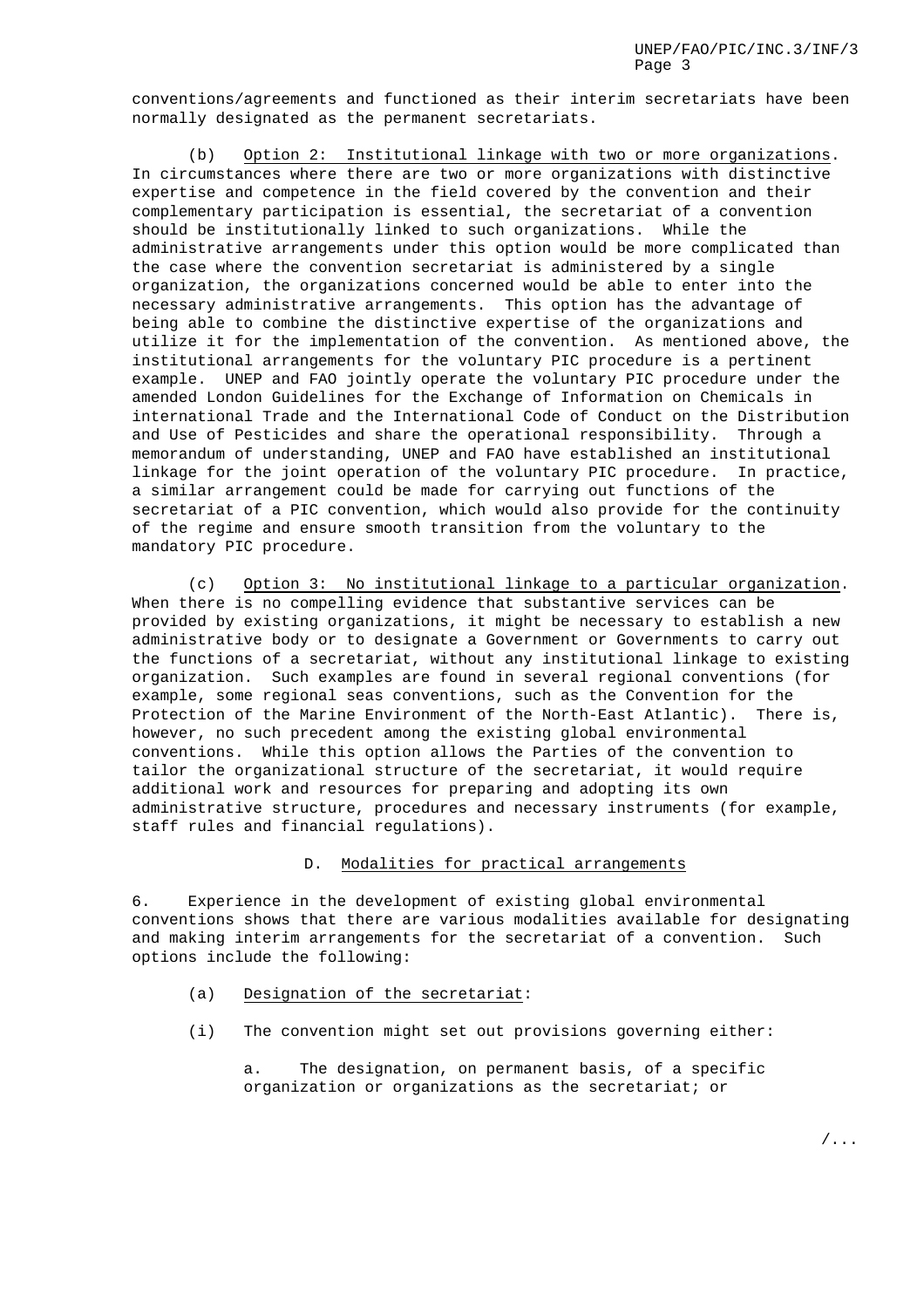conventions/agreements and functioned as their interim secretariats have been normally designated as the permanent secretariats.

(b) Option 2: Institutional linkage with two or more organizations. In circumstances where there are two or more organizations with distinctive expertise and competence in the field covered by the convention and their complementary participation is essential, the secretariat of a convention should be institutionally linked to such organizations. While the administrative arrangements under this option would be more complicated than the case where the convention secretariat is administered by a single organization, the organizations concerned would be able to enter into the necessary administrative arrangements. This option has the advantage of being able to combine the distinctive expertise of the organizations and utilize it for the implementation of the convention. As mentioned above, the institutional arrangements for the voluntary PIC procedure is a pertinent example. UNEP and FAO jointly operate the voluntary PIC procedure under the amended London Guidelines for the Exchange of Information on Chemicals in international Trade and the International Code of Conduct on the Distribution and Use of Pesticides and share the operational responsibility. Through a memorandum of understanding, UNEP and FAO have established an institutional linkage for the joint operation of the voluntary PIC procedure. In practice, a similar arrangement could be made for carrying out functions of the secretariat of a PIC convention, which would also provide for the continuity of the regime and ensure smooth transition from the voluntary to the mandatory PIC procedure.

(c) Option 3: No institutional linkage to a particular organization. When there is no compelling evidence that substantive services can be provided by existing organizations, it might be necessary to establish a new administrative body or to designate a Government or Governments to carry out the functions of a secretariat, without any institutional linkage to existing organization. Such examples are found in several regional conventions (for example, some regional seas conventions, such as the Convention for the Protection of the Marine Environment of the North-East Atlantic). There is, however, no such precedent among the existing global environmental conventions. While this option allows the Parties of the convention to tailor the organizational structure of the secretariat, it would require additional work and resources for preparing and adopting its own administrative structure, procedures and necessary instruments (for example, staff rules and financial regulations).

## D. Modalities for practical arrangements

6. Experience in the development of existing global environmental conventions shows that there are various modalities available for designating and making interim arrangements for the secretariat of a convention. Such options include the following:

(a) Designation of the secretariat:

(i) The convention might set out provisions governing either:

a. The designation, on permanent basis, of a specific organization or organizations as the secretariat; or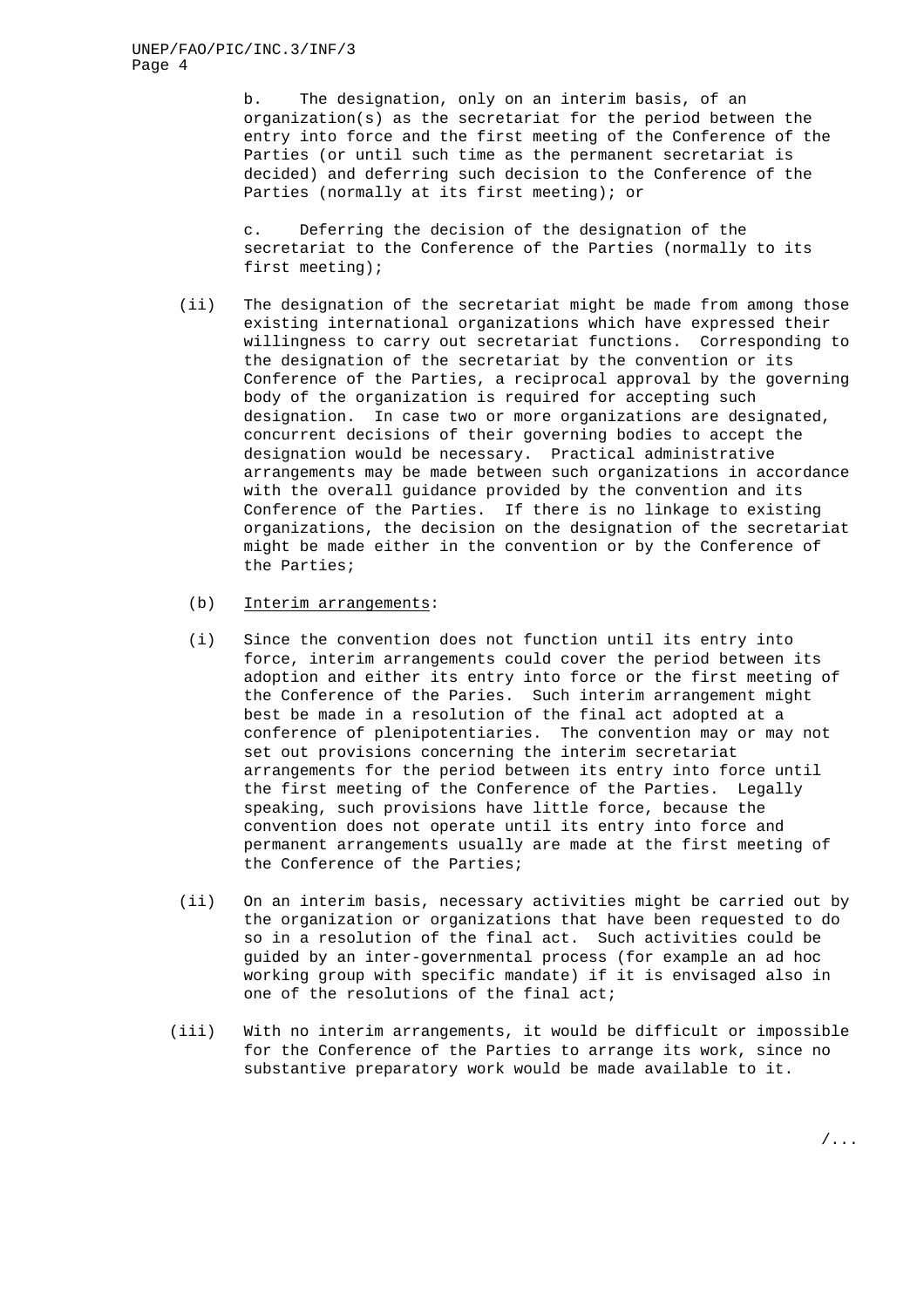b. The designation, only on an interim basis, of an organization(s) as the secretariat for the period between the entry into force and the first meeting of the Conference of the Parties (or until such time as the permanent secretariat is decided) and deferring such decision to the Conference of the Parties (normally at its first meeting); or

c. Deferring the decision of the designation of the secretariat to the Conference of the Parties (normally to its first meeting);

(ii) The designation of the secretariat might be made from among those existing international organizations which have expressed their willingness to carry out secretariat functions. Corresponding to the designation of the secretariat by the convention or its Conference of the Parties, a reciprocal approval by the governing body of the organization is required for accepting such designation. In case two or more organizations are designated, concurrent decisions of their governing bodies to accept the designation would be necessary. Practical administrative arrangements may be made between such organizations in accordance with the overall guidance provided by the convention and its Conference of the Parties. If there is no linkage to existing organizations, the decision on the designation of the secretariat might be made either in the convention or by the Conference of the Parties;

(b) <u>Interim arrangements</u>:

(i) Since the convention does not function until its entry into force, interim arrangements could cover the period between its adoption and either its entry into force or the first meeting of the Conference of the Paries. Such interim arrangement might best be made in a resolution of the final act adopted at a conference of plenipotentiaries. The convention may or may not set out provisions concerning the interim secretariat arrangements for the period between its entry into force until the first meeting of the Conference of the Parties. Legally speaking, such provisions have little force, because the convention does not operate until its entry into force and permanent arrangements usually are made at the first meeting of the Conference of the Parties;

(ii) On an interim basis, necessary activities might be carried out by the organization or organizations that have been requested to do so in a resolution of the final act. Such activities could be guided by an inter-governmental process (for example an ad hoc working group with specific mandate) if it is envisaged also in one of the resolutions of the final act;

(iii) With no interim arrangements, it would be difficult or impossible for the Conference of the Parties to arrange its work, since no substantive preparatory work would be made available to it.

/...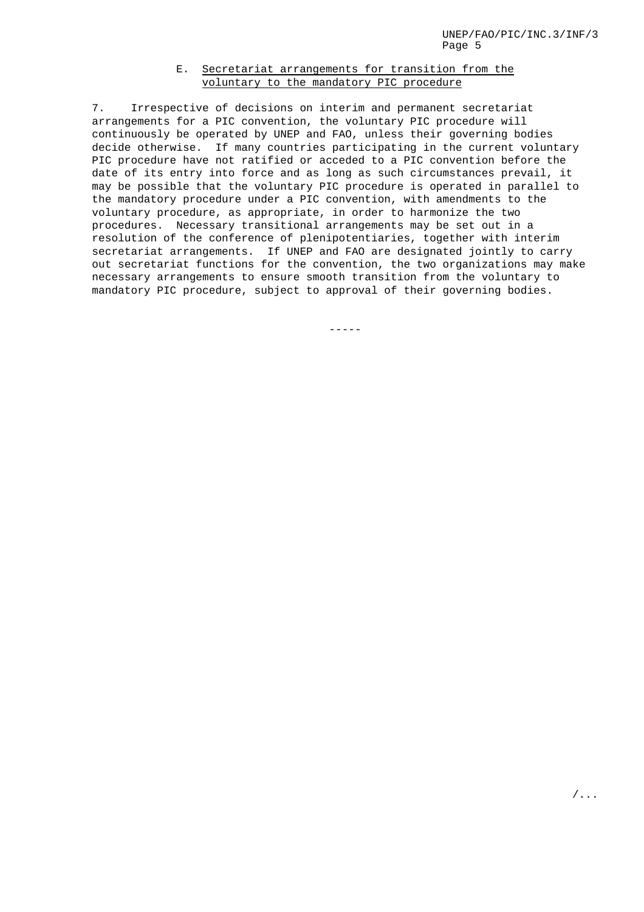### E. Secretariat arrangements for transition from the voluntary to the mandatory PIC procedure

7. Irrespective of decisions on interim and permanent secretariat arrangements for a PIC convention, the voluntary PIC procedure will continuously be operated by UNEP and FAO, unless their governing bodies decide otherwise. If many countries participating in the current voluntary PIC procedure have not ratified or acceded to a PIC convention before the date of its entry into force and as long as such circumstances prevail, it may be possible that the voluntary PIC procedure is operated in parallel to the mandatory procedure under a PIC convention, with amendments to the voluntary procedure, as appropriate, in order to harmonize the two procedures. Necessary transitional arrangements may be set out in a resolution of the conference of plenipotentiaries, together with interim secretariat arrangements. If UNEP and FAO are designated jointly to carry out secretariat functions for the convention, the two organizations may make necessary arrangements to ensure smooth transition from the voluntary to mandatory PIC procedure, subject to approval of their governing bodies.

-----